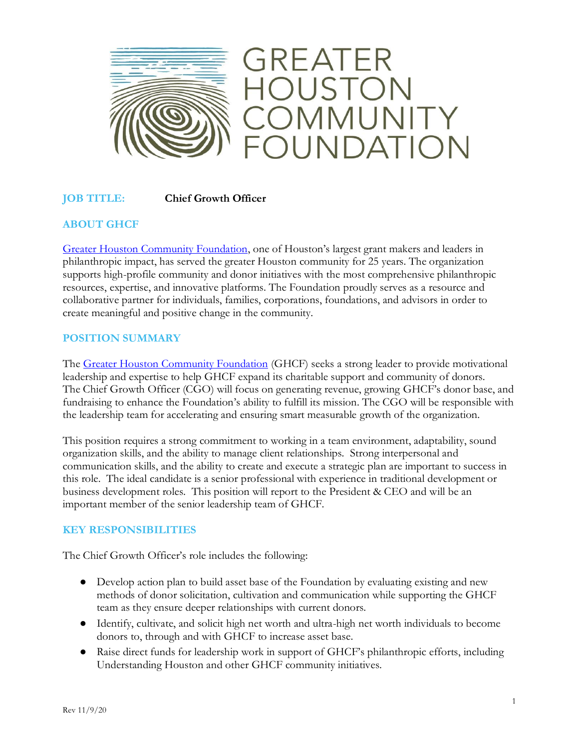# GREATER HOUSTON COMMUNITY FOUNDATION

**JOB TITLE:** **Chief Growth Officer**

## ABOUT GHCF

Greater Houston Community Foundation, one of Houston's largest grant makers and leaders in philanthropic impact, has served the greater Houston community for 25 years. The organization supports high-profile community and donor initiatives with the most comprehensive philanthropic resources, expertise, and innovative platforms. The Foundation proudly serves as a resource and collaborative partner for individuals, families, corporations, foundations, and advisors in order to create meaningful and positive change in the community.

## POSITION SUMMARY

The Greater Houston Community Foundation (GHCF) seeks a strong leader to provide motivational leadership and expertise to help GHCF expand its charitable support and community of donors. The Chief Growth Officer (CGO) will focus on generating revenue, growing GHCF's donor base, and fundraising to enhance the Foundation's ability to fulfill its mission. The CGO will be responsible with the leadership team for accelerating and ensuring smart measurable growth of the organization.

This position requires a strong commitment to working in a team environment, adaptability, sound organization skills, and the ability to manage client relationships. Strong interpersonal and communication skills, and the ability to create and execute a strategic plan are important to success in this role. The ideal candidate is a senior professional with experience in traditional development or business development roles. This position will report to the President & CEO and will be an important member of the senior leadership team of GHCF.

## KEY RESPONSIBILITIES

The Chief Growth Officer's role includes the following:

- Develop action plan to build asset base of the Foundation by evaluating existing and new methods of donor solicitation, cultivation and communication while supporting the GHCF team as they ensure deeper relationships with current donors.
- Identify, cultivate, and solicit high net worth and ultra-high net worth individuals to become donors to, through and with GHCF to increase asset base.
- Raise direct funds for leadership work in support of GHCF's philanthropic efforts, including Understanding Houston and other GHCF community initiatives.

Rev 11/9/20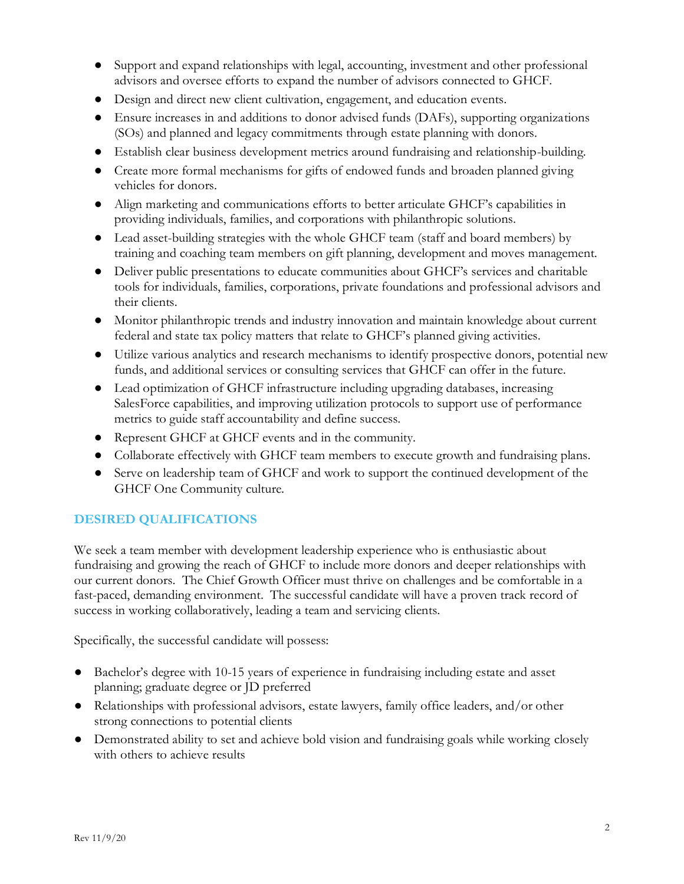- Support and expand relationships with legal, accounting, investment and other professional advisors and oversee efforts to expand the number of advisors connected to GHCF.
- Design and direct new client cultivation, engagement, and education events.
- Ensure increases in and additions to donor advised funds (DAFs), supporting organizations (SOs) and planned and legacy commitments through estate planning with donors.
- Establish clear business development metrics around fundraising and relationship-building.
- Create more formal mechanisms for gifts of endowed funds and broaden planned giving vehicles for donors.
- Align marketing and communications efforts to better articulate GHCF's capabilities in providing individuals, families, and corporations with philanthropic solutions.
- Lead asset-building strategies with the whole GHCF team (staff and board members) by training and coaching team members on gift planning, development and moves management.
- Deliver public presentations to educate communities about GHCF's services and charitable tools for individuals, families, corporations, private foundations and professional advisors and their clients.
- Monitor philanthropic trends and industry innovation and maintain knowledge about current federal and state tax policy matters that relate to GHCF's planned giving activities.
- Utilize various analytics and research mechanisms to identify prospective donors, potential new funds, and additional services or consulting services that GHCF can offer in the future.
- Lead optimization of GHCF infrastructure including upgrading databases, increasing SalesForce capabilities, and improving utilization protocols to support use of performance metrics to guide staff accountability and define success.
- Represent GHCF at GHCF events and in the community.
- Collaborate effectively with GHCF team members to execute growth and fundraising plans.
- Serve on leadership team of GHCF and work to support the continued development of the GHCF One Community culture.

## DESIRED QUALIFICATIONS

We seek a team member with development leadership experience who is enthusiastic about fundraising and growing the reach of GHCF to include more donors and deeper relationships with our current donors. The Chief Growth Officer must thrive on challenges and be comfortable in a fast-paced, demanding environment. The successful candidate will have a proven track record of success in working collaboratively, leading a team and servicing clients.

Specifically, the successful candidate will possess:

- Bachelor's degree with 10-15 years of experience in fundraising including estate and asset planning; graduate degree or JD preferred
- Relationships with professional advisors, estate lawyers, family office leaders, and/or other strong connections to potential clients
- Demonstrated ability to set and achieve bold vision and fundraising goals while working closely with others to achieve results

Rev 11/9/20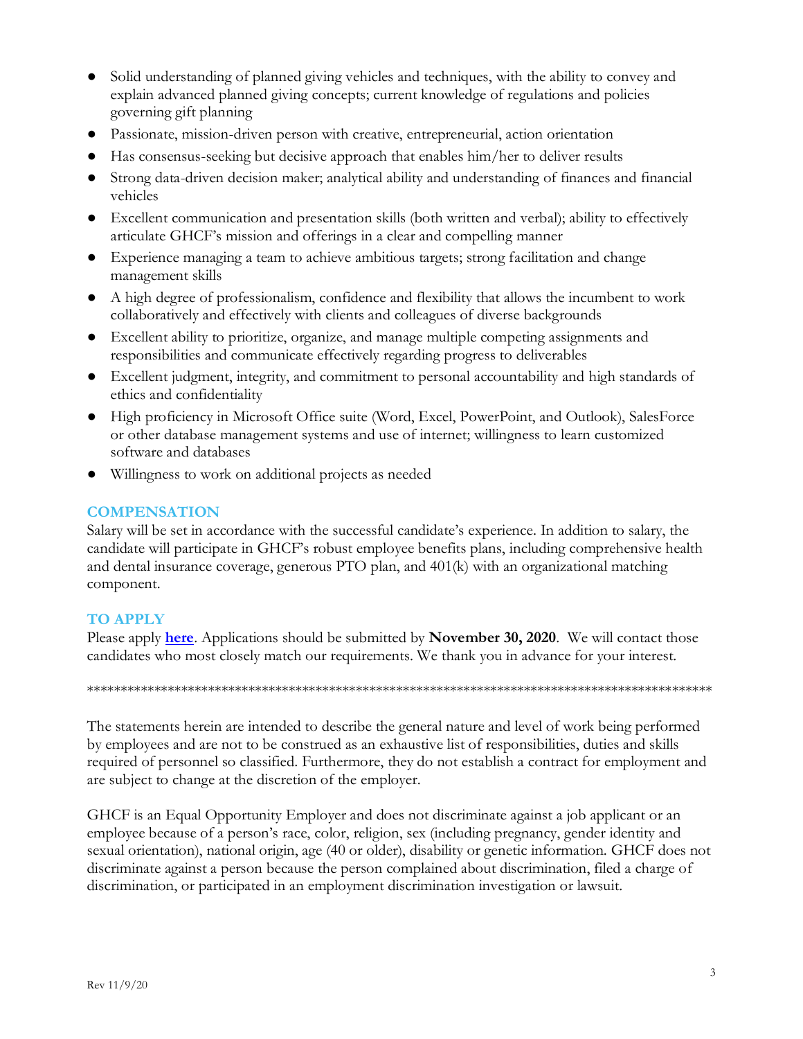- Solid understanding of planned giving vehicles and techniques, with the ability to convey and explain advanced planned giving concepts; current knowledge of regulations and policies governing gift planning
- Passionate, mission-driven person with creative, entrepreneurial, action orientation
- Has consensus-seeking but decisive approach that enables him/her to deliver results
- Strong data-driven decision maker; analytical ability and understanding of finances and financial vehicles
- Excellent communication and presentation skills (both written and verbal); ability to effectively articulate GHCF's mission and offerings in a clear and compelling manner
- Experience managing a team to achieve ambitious targets; strong facilitation and change management skills
- A high degree of professionalism, confidence and flexibility that allows the incumbent to work collaboratively and effectively with clients and colleagues of diverse backgrounds
- Excellent ability to prioritize, organize, and manage multiple competing assignments and responsibilities and communicate effectively regarding progress to deliverables
- Excellent judgment, integrity, and commitment to personal accountability and high standards of ethics and confidentiality
- High proficiency in Microsoft Office suite (Word, Excel, PowerPoint, and Outlook), SalesForce or other database management systems and use of internet; willingness to learn customized software and databases
- Willingness to work on additional projects as needed

## COMPENSATION

Salary will be set in accordance with the successful candidate's experience. In addition to salary, the candidate will participate in GHCF's robust employee benefits plans, including comprehensive health and dental insurance coverage, generous PTO plan, and 401(k) with an organizational matching component.

## TO APPLY

Please apply **here**. Applications should be submitted by **November 30, 2020**. We will contact those candidates who most closely match our requirements. We thank you in advance for your interest.

***********************************************************************************************

The statements herein are intended to describe the general nature and level of work being performed by employees and are not to be construed as an exhaustive list of responsibilities, duties and skills required of personnel so classified. Furthermore, they do not establish a contract for employment and are subject to change at the discretion of the employer.

GHCF is an Equal Opportunity Employer and does not discriminate against a job applicant or an employee because of a person's race, color, religion, sex (including pregnancy, gender identity and sexual orientation), national origin, age (40 or older), disability or genetic information. GHCF does not discriminate against a person because the person complained about discrimination, filed a charge of discrimination, or participated in an employment discrimination investigation or lawsuit.

Rev 11/9/20